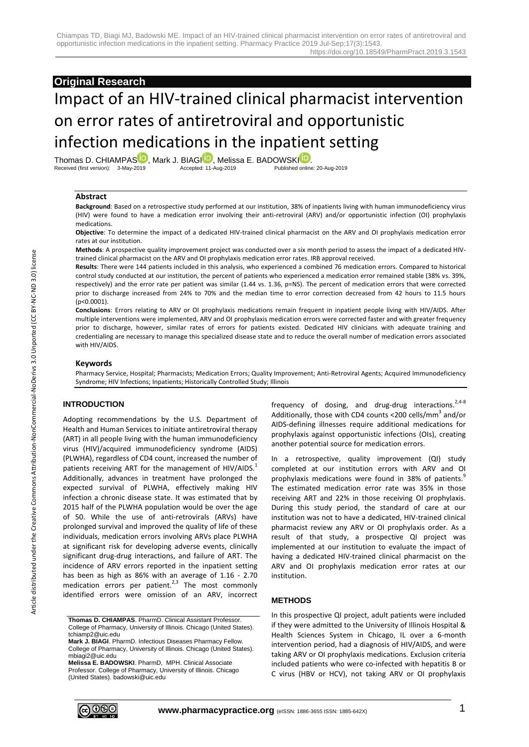**Original Research**

# Impact of an HIV-trained clinical pharmacist intervention on error rates of antiretroviral and opportunistic infection medications in the inpatient setting

Thomas D. CHIAMPAS, Mark J. BIAGI, Melissa E. BADOWSKI.

Received (first version): 3-May-2019 Accepted: 11-Aug-2019 Published online: 20-Aug-2019

## Abstract

**Background**: Based on a retrospective study performed at our institution, 38% of inpatients living with human immunodeficiency virus (HIV) were found to have a medication error involving their anti-retroviral (ARV) and/or opportunistic infection (OI) prophylaxis medications.

**Objective**: To determine the impact of a dedicated HIV-trained clinical pharmacist on the ARV and OI prophylaxis medication error rates at our institution.

**Methods**: A prospective quality improvement project was conducted over a six month period to assess the impact of a dedicated HIV-trained clinical pharmacist on the ARV and OI prophylaxis medication error rates. IRB approval received.

**Results**: There were 144 patients included in this analysis, who experienced a combined 76 medication errors. Compared to historical control study conducted at our institution, the percent of patients who experienced a medication error remained stable (38% vs. 39%, respectively) and the error rate per patient was similar (1.44 vs. 1.36, p=NS). The percent of medication errors that were corrected prior to discharge increased from 24% to 70% and the median time to error correction decreased from 42 hours to 11.5 hours (p<0.0001).

**Conclusions**: Errors relating to ARV or OI prophylaxis medications remain frequent in inpatient people living with HIV/AIDS. After multiple interventions were implemented, ARV and OI prophylaxis medication errors were corrected faster and with greater frequency prior to discharge, however, similar rates of errors for patients existed. Dedicated HIV clinicians with adequate training and credentialing are necessary to manage this specialized disease state and to reduce the overall number of medication errors associated with HIV/AIDS.

## Keywords

Pharmacy Service, Hospital; Pharmacists; Medication Errors; Quality Improvement; Anti-Retroviral Agents; Acquired Immunodeficiency Syndrome; HIV Infections; Inpatients; Historically Controlled Study; Illinois

## INTRODUCTION

Adopting recommendations by the U.S. Department of Health and Human Services to initiate antiretroviral therapy (ART) in all people living with the human immunodeficiency virus (HIV)/acquired immunodeficiency syndrome (AIDS) (PLWHA), regardless of CD4 count, increased the number of patients receiving ART for the management of HIV/AIDS.[1] Additionally, advances in treatment have prolonged the expected survival of PLWHA, effectively making HIV infection a chronic disease state. It was estimated that by 2015 half of the PLWHA population would be over the age of 50. While the use of anti-retrovirals (ARVs) have prolonged survival and improved the quality of life of these individuals, medication errors involving ARVs place PLWHA at significant risk for developing adverse events, clinically significant drug-drug interactions, and failure of ART. The incidence of ARV errors reported in the inpatient setting has been as high as 86% with an average of 1.16 - 2.70 medication errors per patient.[2,3] The most commonly identified errors were omission of an ARV, incorrect frequency of dosing, and drug-drug interactions.[2,4-8] Additionally, those with CD4 counts <200 cells/mm$^3$ and/or AIDS-defining illnesses require additional medications for prophylaxis against opportunistic infections (OIs), creating another potential source for medication errors.

In a retrospective, quality improvement (QI) study completed at our institution errors with ARV and OI prophylaxis medications were found in 38% of patients.[9] The estimated medication error rate was 35% in those receiving ART and 22% in those receiving OI prophylaxis. During this study period, the standard of care at our institution was not to have a dedicated, HIV-trained clinical pharmacist review any ARV or OI prophylaxis order. As a result of that study, a prospective QI project was implemented at our institution to evaluate the impact of having a dedicated HIV-trained clinical pharmacist on the ARV and OI prophylaxis medication error rates at our institution.

## METHODS

In this prospective QI project, adult patients were included if they were admitted to the University of Illinois Hospital & Health Sciences System in Chicago, IL over a 6-month intervention period, had a diagnosis of HIV/AIDS, and were taking ARV or OI prophylaxis medications. Exclusion criteria included patients who were co-infected with hepatitis B or C virus (HBV or HCV), not taking ARV or OI prophylaxis

**Thomas D. CHIAMPAS**. PharmD. Clinical Assistant Professor. College of Pharmacy, University of Illinois. Chicago (United States). tchiamp2@uic.edu

**Mark J. BIAGI**. PharmD. Infectious Diseases Pharmacy Fellow. College of Pharmacy, University of Illinois. Chicago (United States). mbiagi2@uic.edu

**Melissa E. BADOWSKI**. PharmD, MPH. Clinical Associate Professor. College of Pharmacy, University of Illinois. Chicago (United States). badowski@uic.edu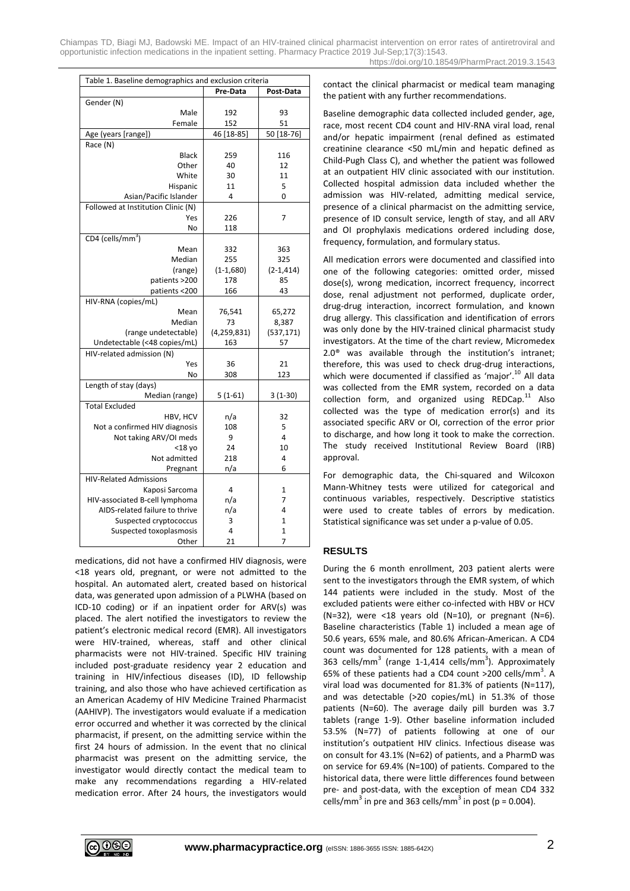Table 1. Baseline demographics and exclusion criteria

| | Pre-Data | Post-Data |
|---|---|---|
| Gender (N) | | |
| Male | 192 | 93 |
| Female | 152 | 51 |
| Age (years [range]) | 46 [18-85] | 50 [18-76] |
| Race (N) | | |
| Black | 259 | 116 |
| Other | 40 | 12 |
| White | 30 | 11 |
| Hispanic | 11 | 5 |
| Asian/Pacific Islander | 4 | 0 |
| Followed at Institution Clinic (N) | | |
| Yes | 226 | 7 |
| No | 118 | |
| CD4 (cells/mm$^3$) | | |
| Mean | 332 | 363 |
| Median | 255 | 325 |
| (range) | (1-1,680) | (2-1,414) |
| patients >200 | 178 | 85 |
| patients <200 | 166 | 43 |
| HIV-RNA (copies/mL) | | |
| Mean | 76,541 | 65,272 |
| Median | 73 | 8,387 |
| (range undetectable) | (4,259,831) | (537,171) |
| Undetectable (<48 copies/mL) | 163 | 57 |
| HIV-related admission (N) | | |
| Yes | 36 | 21 |
| No | 308 | 123 |
| Length of stay (days) | | |
| Median (range) | 5 (1-61) | 3 (1-30) |
| Total Excluded | | |
| HBV, HCV | n/a | 32 |
| Not a confirmed HIV diagnosis | 108 | 5 |
| Not taking ARV/OI meds | 9 | 4 |
| <18 yo | 24 | 10 |
| Not admitted | 218 | 4 |
| Pregnant | n/a | 6 |
| HIV-Related Admissions | | |
| Kaposi Sarcoma | 4 | 1 |
| HIV-associated B-cell lymphoma | n/a | 7 |
| AIDS-related failure to thrive | n/a | 4 |
| Suspected cryptococcus | 3 | 1 |
| Suspected toxoplasmosis | 4 | 1 |
| Other | 21 | 7 |

medications, did not have a confirmed HIV diagnosis, were <18 years old, pregnant, or were not admitted to the hospital. An automated alert, created based on historical data, was generated upon admission of a PLWHA (based on ICD-10 coding) or if an inpatient order for ARV(s) was placed. The alert notified the investigators to review the patient's electronic medical record (EMR). All investigators were HIV-trained, whereas, staff and other clinical pharmacists were not HIV-trained. Specific HIV training included post-graduate residency year 2 education and training in HIV/infectious diseases (ID), ID fellowship training, and also those who have achieved certification as an American Academy of HIV Medicine Trained Pharmacist (AAHIVP). The investigators would evaluate if a medication error occurred and whether it was corrected by the clinical pharmacist, if present, on the admitting service within the first 24 hours of admission. In the event that no clinical pharmacist was present on the admitting service, the investigator would directly contact the medical team to make any recommendations regarding a HIV-related medication error. After 24 hours, the investigators would contact the clinical pharmacist or medical team managing the patient with any further recommendations.

Baseline demographic data collected included gender, age, race, most recent CD4 count and HIV-RNA viral load, renal and/or hepatic impairment (renal defined as estimated creatinine clearance <50 mL/min and hepatic defined as Child-Pugh Class C), and whether the patient was followed at an outpatient HIV clinic associated with our institution. Collected hospital admission data included whether the admission was HIV-related, admitting medical service, presence of a clinical pharmacist on the admitting service, presence of ID consult service, length of stay, and all ARV and OI prophylaxis medications ordered including dose, frequency, formulation, and formulary status.

All medication errors were documented and classified into one of the following categories: omitted order, missed dose(s), wrong medication, incorrect frequency, incorrect dose, renal adjustment not performed, duplicate order, drug-drug interaction, incorrect formulation, and known drug allergy. This classification and identification of errors was only done by the HIV-trained clinical pharmacist study investigators. At the time of the chart review, Micromedex 2.0® was available through the institution's intranet; therefore, this was used to check drug-drug interactions, which were documented if classified as 'major'.[10] All data was collected from the EMR system, recorded on a data collection form, and organized using REDCap.[11] Also collected was the type of medication error(s) and its associated specific ARV or OI, correction of the error prior to discharge, and how long it took to make the correction. The study received Institutional Review Board (IRB) approval.

For demographic data, the Chi-squared and Wilcoxon Mann-Whitney tests were utilized for categorical and continuous variables, respectively. Descriptive statistics were used to create tables of errors by medication. Statistical significance was set under a p-value of 0.05.

## RESULTS

During the 6 month enrollment, 203 patient alerts were sent to the investigators through the EMR system, of which 144 patients were included in the study. Most of the excluded patients were either co-infected with HBV or HCV (N=32), were <18 years old (N=10), or pregnant (N=6). Baseline characteristics (Table 1) included a mean age of 50.6 years, 65% male, and 80.6% African-American. A CD4 count was documented for 128 patients, with a mean of 363 cells/mm$^3$ (range 1-1,414 cells/mm$^3$). Approximately 65% of these patients had a CD4 count >200 cells/mm$^3$. A viral load was documented for 81.3% of patients (N=117), and was detectable (>20 copies/mL) in 51.3% of those patients (N=60). The average daily pill burden was 3.7 tablets (range 1-9). Other baseline information included 53.5% (N=77) of patients following at one of our institution's outpatient HIV clinics. Infectious disease was on consult for 43.1% (N=62) of patients, and a PharmD was on service for 69.4% (N=100) of patients. Compared to the historical data, there were little differences found between pre- and post-data, with the exception of mean CD4 332 cells/mm$^3$ in pre and 363 cells/mm$^3$ in post ($p = 0.004$).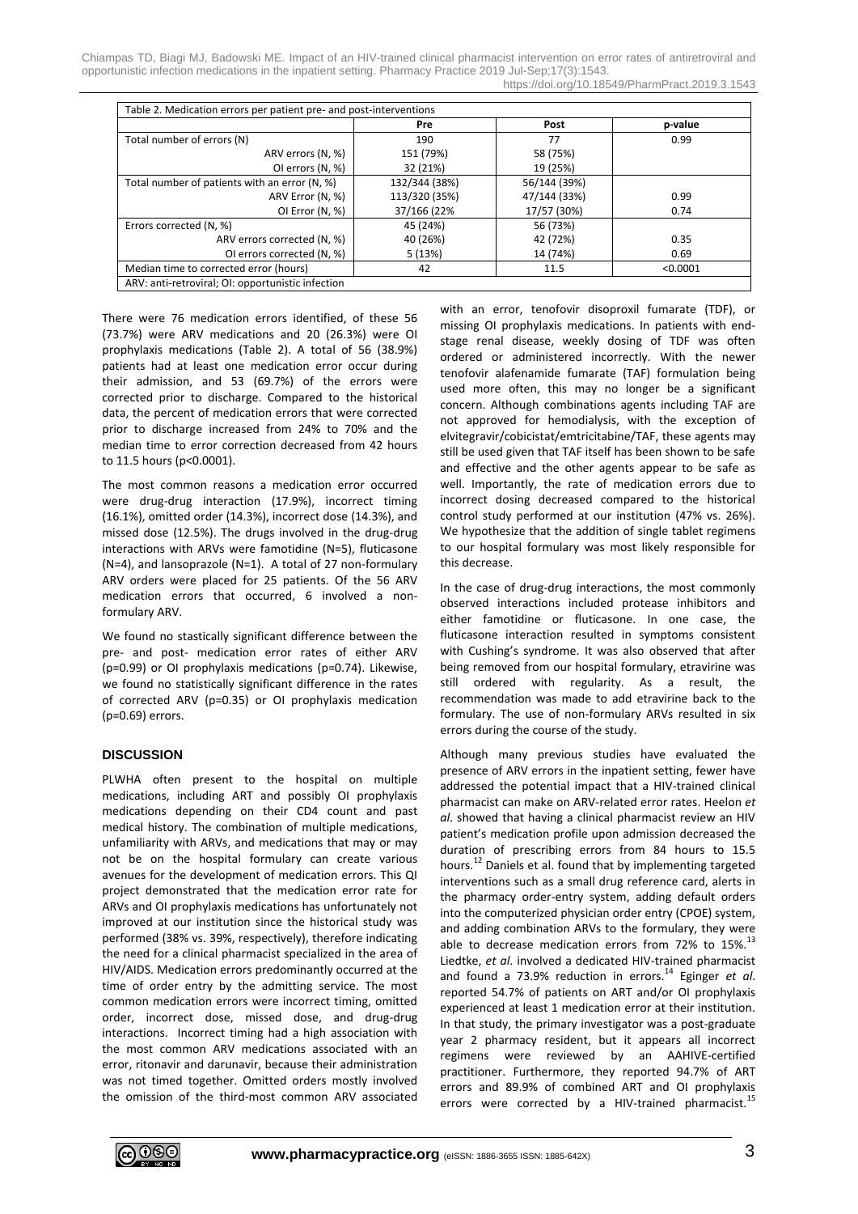| Table 2. Medication errors per patient pre- and post-interventions | | | |
|---|---|---|---|
| | Pre | Post | p-value |
| Total number of errors (N) | 190 | 77 | 0.99 |
| ARV errors (N, %) | 151 (79%) | 58 (75%) | |
| OI errors (N, %) | 32 (21%) | 19 (25%) | |
| Total number of patients with an error (N, %) | 132/344 (38%) | 56/144 (39%) | |
| ARV Error (N, %) | 113/320 (35%) | 47/144 (33%) | 0.99 |
| OI Error (N, %) | 37/166 (22% | 17/57 (30%) | 0.74 |
| Errors corrected (N, %) | 45 (24%) | 56 (73%) | |
| ARV errors corrected (N, %) | 40 (26%) | 42 (72%) | 0.35 |
| OI errors corrected (N, %) | 5 (13%) | 14 (74%) | 0.69 |
| Median time to corrected error (hours) | 42 | 11.5 | <0.0001 |
| ARV: anti-retroviral; OI: opportunistic infection | | | |

There were 76 medication errors identified, of these 56 (73.7%) were ARV medications and 20 (26.3%) were OI prophylaxis medications (Table 2). A total of 56 (38.9%) patients had at least one medication error occur during their admission, and 53 (69.7%) of the errors were corrected prior to discharge. Compared to the historical data, the percent of medication errors that were corrected prior to discharge increased from 24% to 70% and the median time to error correction decreased from 42 hours to 11.5 hours (p<0.0001).

The most common reasons a medication error occurred were drug-drug interaction (17.9%), incorrect timing (16.1%), omitted order (14.3%), incorrect dose (14.3%), and missed dose (12.5%). The drugs involved in the drug-drug interactions with ARVs were famotidine (N=5), fluticasone (N=4), and lansoprazole (N=1). A total of 27 non-formulary ARV orders were placed for 25 patients. Of the 56 ARV medication errors that occurred, 6 involved a non-formulary ARV.

We found no stastically significant difference between the pre- and post- medication error rates of either ARV (p=0.99) or OI prophylaxis medications (p=0.74). Likewise, we found no statistically significant difference in the rates of corrected ARV (p=0.35) or OI prophylaxis medication (p=0.69) errors.

## DISCUSSION

PLWHA often present to the hospital on multiple medications, including ART and possibly OI prophylaxis medications depending on their CD4 count and past medical history. The combination of multiple medications, unfamiliarity with ARVs, and medications that may or may not be on the hospital formulary can create various avenues for the development of medication errors. This QI project demonstrated that the medication error rate for ARVs and OI prophylaxis medications has unfortunately not improved at our institution since the historical study was performed (38% vs. 39%, respectively), therefore indicating the need for a clinical pharmacist specialized in the area of HIV/AIDS. Medication errors predominantly occurred at the time of order entry by the admitting service. The most common medication errors were incorrect timing, omitted order, incorrect dose, missed dose, and drug-drug interactions. Incorrect timing had a high association with the most common ARV medications associated with an error, ritonavir and darunavir, because their administration was not timed together. Omitted orders mostly involved the omission of the third-most common ARV associated with an error, tenofovir disoproxil fumarate (TDF), or missing OI prophylaxis medications. In patients with end-stage renal disease, weekly dosing of TDF was often ordered or administered incorrectly. With the newer tenofovir alafenamide fumarate (TAF) formulation being used more often, this may no longer be a significant concern. Although combinations agents including TAF are not approved for hemodialysis, with the exception of elvitegravir/cobicistat/emtricitabine/TAF, these agents may still be used given that TAF itself has been shown to be safe and effective and the other agents appear to be safe as well. Importantly, the rate of medication errors due to incorrect dosing decreased compared to the historical control study performed at our institution (47% vs. 26%). We hypothesize that the addition of single tablet regimens to our hospital formulary was most likely responsible for this decrease.

In the case of drug-drug interactions, the most commonly observed interactions included protease inhibitors and either famotidine or fluticasone. In one case, the fluticasone interaction resulted in symptoms consistent with Cushing's syndrome. It was also observed that after being removed from our hospital formulary, etravirine was still ordered with regularity. As a result, the recommendation was made to add etravirine back to the formulary. The use of non-formulary ARVs resulted in six errors during the course of the study.

Although many previous studies have evaluated the presence of ARV errors in the inpatient setting, fewer have addressed the potential impact that a HIV-trained clinical pharmacist can make on ARV-related error rates. Heelon *et al*. showed that having a clinical pharmacist review an HIV patient's medication profile upon admission decreased the duration of prescribing errors from 84 hours to 15.5 hours.[12] Daniels et al. found that by implementing targeted interventions such as a small drug reference card, alerts in the pharmacy order-entry system, adding default orders into the computerized physician order entry (CPOE) system, and adding combination ARVs to the formulary, they were able to decrease medication errors from 72% to 15%.[13] Liedtke, *et al*. involved a dedicated HIV-trained pharmacist and found a 73.9% reduction in errors.[14] Eginger *et al*. reported 54.7% of patients on ART and/or OI prophylaxis experienced at least 1 medication error at their institution. In that study, the primary investigator was a post-graduate year 2 pharmacy resident, but it appears all incorrect regimens were reviewed by an AAHIVE-certified practitioner. Furthermore, they reported 94.7% of ART errors and 89.9% of combined ART and OI prophylaxis errors were corrected by a HIV-trained pharmacist.[15]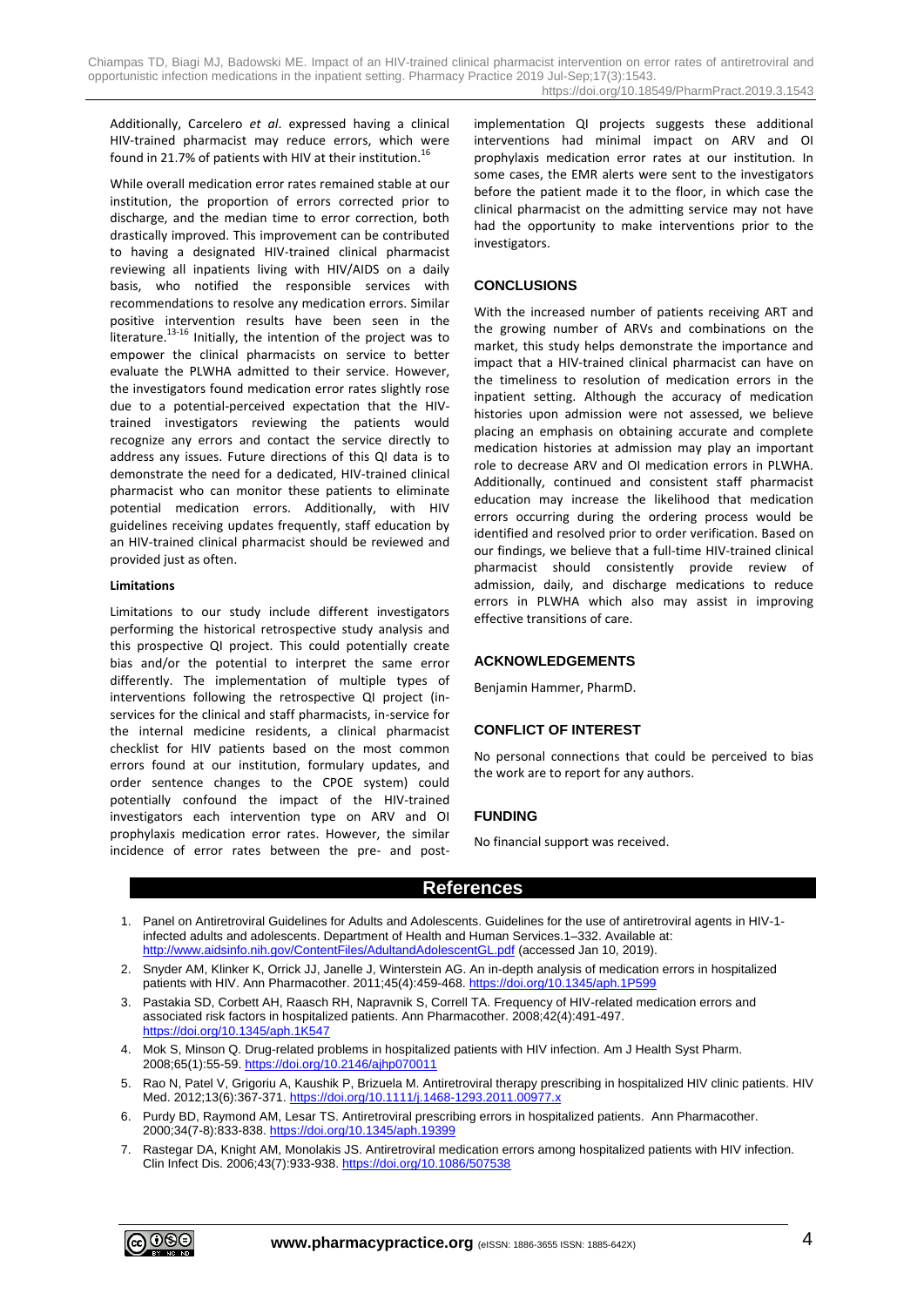Additionally, Carcelero *et al*. expressed having a clinical HIV-trained pharmacist may reduce errors, which were found in 21.7% of patients with HIV at their institution.[16]

While overall medication error rates remained stable at our institution, the proportion of errors corrected prior to discharge, and the median time to error correction, both drastically improved. This improvement can be contributed to having a designated HIV-trained clinical pharmacist reviewing all inpatients living with HIV/AIDS on a daily basis, who notified the responsible services with recommendations to resolve any medication errors. Similar positive intervention results have been seen in the literature.[13-16] Initially, the intention of the project was to empower the clinical pharmacists on service to better evaluate the PLWHA admitted to their service. However, the investigators found medication error rates slightly rose due to a potential-perceived expectation that the HIV-trained investigators reviewing the patients would recognize any errors and contact the service directly to address any issues. Future directions of this QI data is to demonstrate the need for a dedicated, HIV-trained clinical pharmacist who can monitor these patients to eliminate potential medication errors. Additionally, with HIV guidelines receiving updates frequently, staff education by an HIV-trained clinical pharmacist should be reviewed and provided just as often.

#### Limitations

Limitations to our study include different investigators performing the historical retrospective study analysis and this prospective QI project. This could potentially create bias and/or the potential to interpret the same error differently. The implementation of multiple types of interventions following the retrospective QI project (in-services for the clinical and staff pharmacists, in-service for the internal medicine residents, a clinical pharmacist checklist for HIV patients based on the most common errors found at our institution, formulary updates, and order sentence changes to the CPOE system) could potentially confound the impact of the HIV-trained investigators each intervention type on ARV and OI prophylaxis medication error rates. However, the similar incidence of error rates between the pre- and post-implementation QI projects suggests these additional interventions had minimal impact on ARV and OI prophylaxis medication error rates at our institution. In some cases, the EMR alerts were sent to the investigators before the patient made it to the floor, in which case the clinical pharmacist on the admitting service may not have had the opportunity to make interventions prior to the investigators.

## CONCLUSIONS

With the increased number of patients receiving ART and the growing number of ARVs and combinations on the market, this study helps demonstrate the importance and impact that a HIV-trained clinical pharmacist can have on the timeliness to resolution of medication errors in the inpatient setting. Although the accuracy of medication histories upon admission were not assessed, we believe placing an emphasis on obtaining accurate and complete medication histories at admission may play an important role to decrease ARV and OI medication errors in PLWHA. Additionally, continued and consistent staff pharmacist education may increase the likelihood that medication errors occurring during the ordering process would be identified and resolved prior to order verification. Based on our findings, we believe that a full-time HIV-trained clinical pharmacist should consistently provide review of admission, daily, and discharge medications to reduce errors in PLWHA which also may assist in improving effective transitions of care.

## ACKNOWLEDGEMENTS

Benjamin Hammer, PharmD.

## CONFLICT OF INTEREST

No personal connections that could be perceived to bias the work are to report for any authors.

## FUNDING

No financial support was received.

## References

1. Panel on Antiretroviral Guidelines for Adults and Adolescents. Guidelines for the use of antiretroviral agents in HIV-1-infected adults and adolescents. Department of Health and Human Services.1–332. Available at: http://www.aidsinfo.nih.gov/ContentFiles/AdultandAdolescentGL.pdf (accessed Jan 10, 2019).
2. Snyder AM, Klinker K, Orrick JJ, Janelle J, Winterstein AG. An in-depth analysis of medication errors in hospitalized patients with HIV. Ann Pharmacother. 2011;45(4):459-468. https://doi.org/10.1345/aph.1P599
3. Pastakia SD, Corbett AH, Raasch RH, Napravnik S, Correll TA. Frequency of HIV-related medication errors and associated risk factors in hospitalized patients. Ann Pharmacother. 2008;42(4):491-497. https://doi.org/10.1345/aph.1K547
4. Mok S, Minson Q. Drug-related problems in hospitalized patients with HIV infection. Am J Health Syst Pharm. 2008;65(1):55-59. https://doi.org/10.2146/ajhp070011
5. Rao N, Patel V, Grigoriu A, Kaushik P, Brizuela M. Antiretroviral therapy prescribing in hospitalized HIV clinic patients. HIV Med. 2012;13(6):367-371. https://doi.org/10.1111/j.1468-1293.2011.00977.x
6. Purdy BD, Raymond AM, Lesar TS. Antiretroviral prescribing errors in hospitalized patients. Ann Pharmacother. 2000;34(7-8):833-838. https://doi.org/10.1345/aph.19399
7. Rastegar DA, Knight AM, Monolakis JS. Antiretroviral medication errors among hospitalized patients with HIV infection. Clin Infect Dis. 2006;43(7):933-938. https://doi.org/10.1086/507538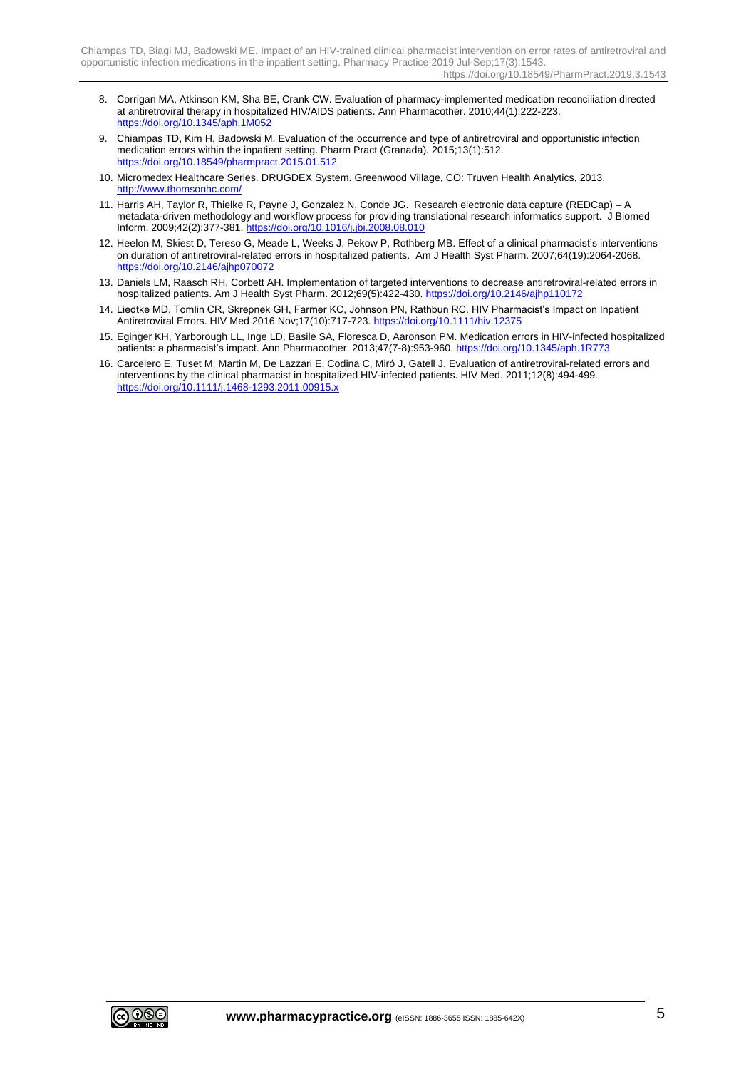8. Corrigan MA, Atkinson KM, Sha BE, Crank CW. Evaluation of pharmacy-implemented medication reconciliation directed at antiretroviral therapy in hospitalized HIV/AIDS patients. Ann Pharmacother. 2010;44(1):222-223. https://doi.org/10.1345/aph.1M052
9. Chiampas TD, Kim H, Badowski M. Evaluation of the occurrence and type of antiretroviral and opportunistic infection medication errors within the inpatient setting. Pharm Pract (Granada). 2015;13(1):512. https://doi.org/10.18549/pharmpract.2015.01.512
10. Micromedex Healthcare Series. DRUGDEX System. Greenwood Village, CO: Truven Health Analytics, 2013. http://www.thomsonhc.com/
11. Harris AH, Taylor R, Thielke R, Payne J, Gonzalez N, Conde JG. Research electronic data capture (REDCap) – A metadata-driven methodology and workflow process for providing translational research informatics support. J Biomed Inform. 2009;42(2):377-381. https://doi.org/10.1016/j.jbi.2008.08.010
12. Heelon M, Skiest D, Tereso G, Meade L, Weeks J, Pekow P, Rothberg MB. Effect of a clinical pharmacist's interventions on duration of antiretroviral-related errors in hospitalized patients. Am J Health Syst Pharm. 2007;64(19):2064-2068. https://doi.org/10.2146/ajhp070072
13. Daniels LM, Raasch RH, Corbett AH. Implementation of targeted interventions to decrease antiretroviral-related errors in hospitalized patients. Am J Health Syst Pharm. 2012;69(5):422-430. https://doi.org/10.2146/ajhp110172
14. Liedtke MD, Tomlin CR, Skrepnek GH, Farmer KC, Johnson PN, Rathbun RC. HIV Pharmacist's Impact on Inpatient Antiretroviral Errors. HIV Med 2016 Nov;17(10):717-723. https://doi.org/10.1111/hiv.12375
15. Eginger KH, Yarborough LL, Inge LD, Basile SA, Floresca D, Aaronson PM. Medication errors in HIV-infected hospitalized patients: a pharmacist's impact. Ann Pharmacother. 2013;47(7-8):953-960. https://doi.org/10.1345/aph.1R773
16. Carcelero E, Tuset M, Martin M, De Lazzari E, Codina C, Miró J, Gatell J. Evaluation of antiretroviral-related errors and interventions by the clinical pharmacist in hospitalized HIV-infected patients. HIV Med. 2011;12(8):494-499. https://doi.org/10.1111/j.1468-1293.2011.00915.x